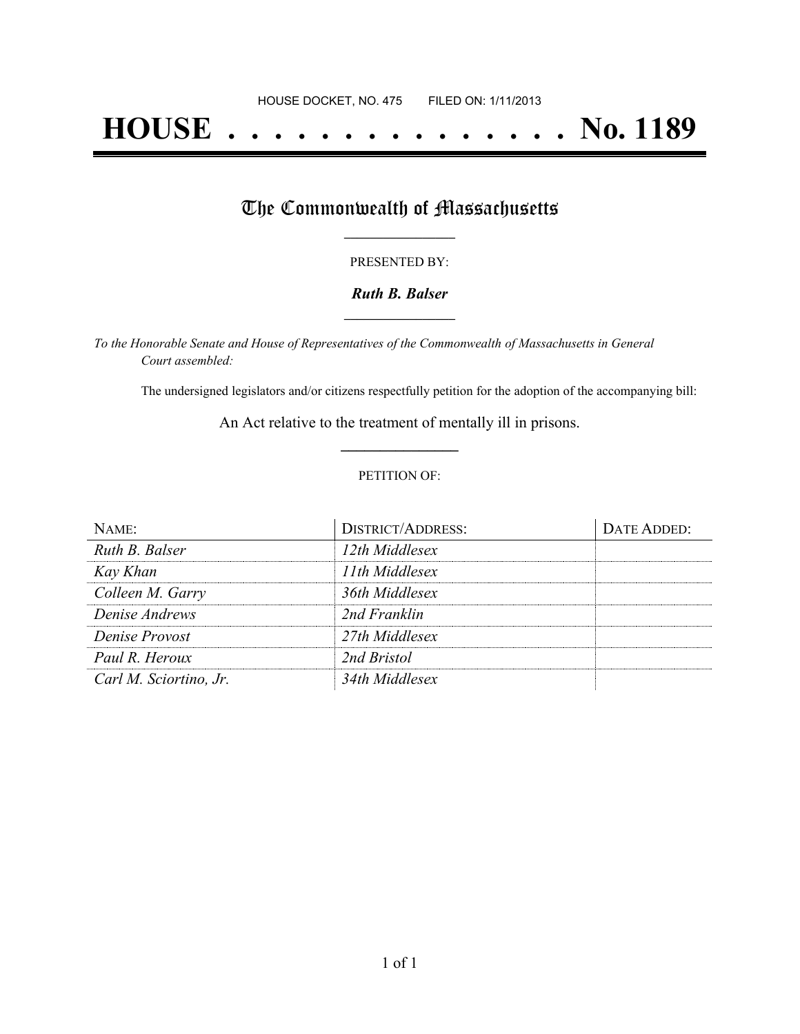HOUSE DOCKET, NO. 475 FILED ON: 1/11/2013

# HOUSE . . . . . . . . . . . . . . . No. 1189

## The Commonwealth of Massachusetts

PRESENTED BY:

***Ruth B. Balser***

*To the Honorable Senate and House of Representatives of the Commonwealth of Massachusetts in General Court assembled:*

The undersigned legislators and/or citizens respectfully petition for the adoption of the accompanying bill:

An Act relative to the treatment of mentally ill in prisons.

PETITION OF:

| NAME: | DISTRICT/ADDRESS: | DATE ADDED: |
|---|---|---|
| *Ruth B. Balser* | *12th Middlesex* | |
| *Kay Khan* | *11th Middlesex* | |
| *Colleen M. Garry* | *36th Middlesex* | |
| *Denise Andrews* | *2nd Franklin* | |
| *Denise Provost* | *27th Middlesex* | |
| *Paul R. Heroux* | *2nd Bristol* | |
| *Carl M. Sciortino, Jr.* | *34th Middlesex* | |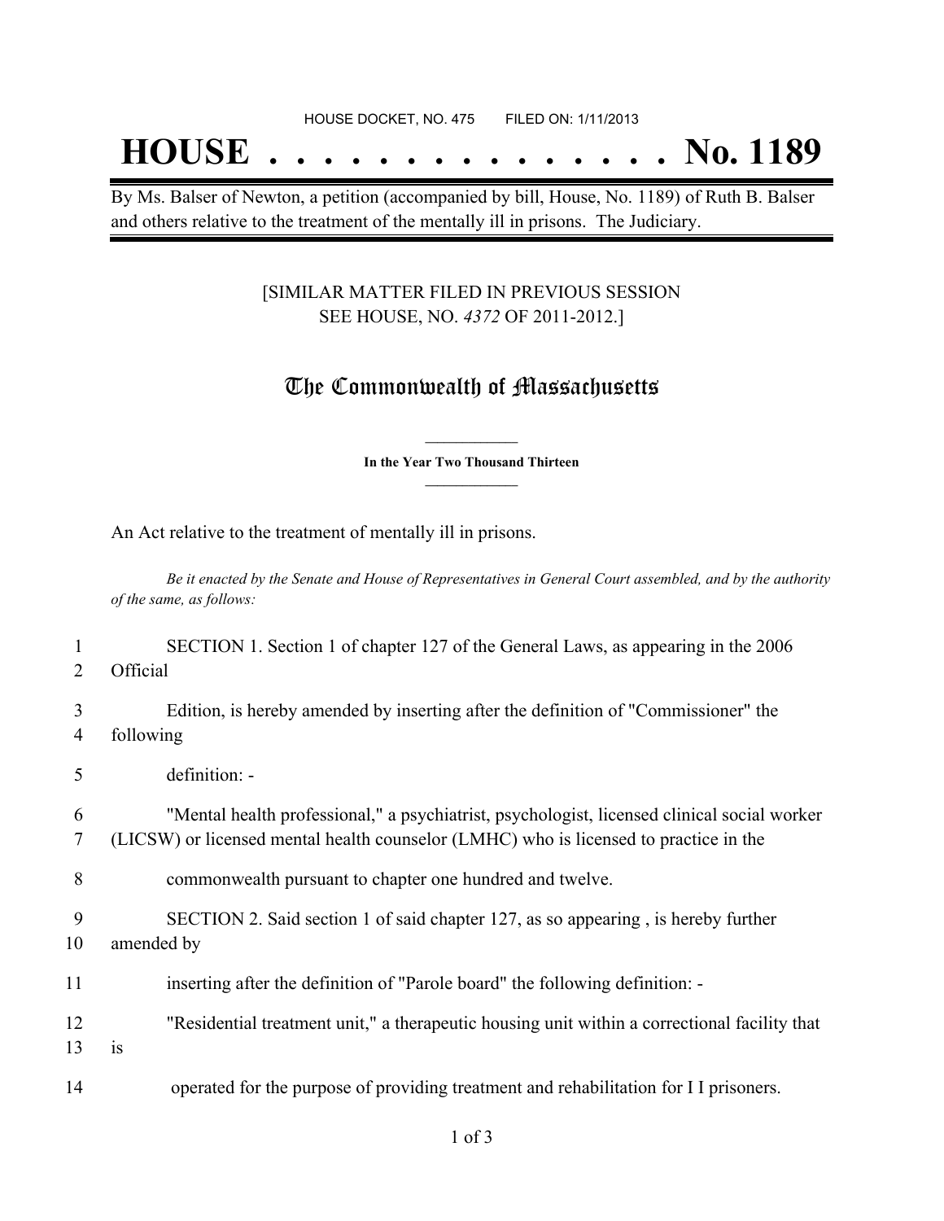HOUSE DOCKET, NO. 475        FILED ON: 1/11/2013

# HOUSE . . . . . . . . . . . . . . . No. 1189

By Ms. Balser of Newton, a petition (accompanied by bill, House, No. 1189) of Ruth B. Balser and others relative to the treatment of the mentally ill in prisons. The Judiciary.

[SIMILAR MATTER FILED IN PREVIOUS SESSION
SEE HOUSE, NO. *4372* OF 2011-2012.]

## The Commonwealth of Massachusetts

**In the Year Two Thousand Thirteen**

An Act relative to the treatment of mentally ill in prisons.

*Be it enacted by the Senate and House of Representatives in General Court assembled, and by the authority of the same, as follows:*

1 SECTION 1. Section 1 of chapter 127 of the General Laws, as appearing in the 2006
2 Official

3 Edition, is hereby amended by inserting after the definition of "Commissioner" the
4 following

5 definition: -

6 "Mental health professional," a psychiatrist, psychologist, licensed clinical social worker
7 (LICSW) or licensed mental health counselor (LMHC) who is licensed to practice in the

8 commonwealth pursuant to chapter one hundred and twelve.

9 SECTION 2. Said section 1 of said chapter 127, as so appearing , is hereby further
10 amended by

11 inserting after the definition of "Parole board" the following definition: -

12 "Residential treatment unit," a therapeutic housing unit within a correctional facility that
13 is

14 operated for the purpose of providing treatment and rehabilitation for I I prisoners.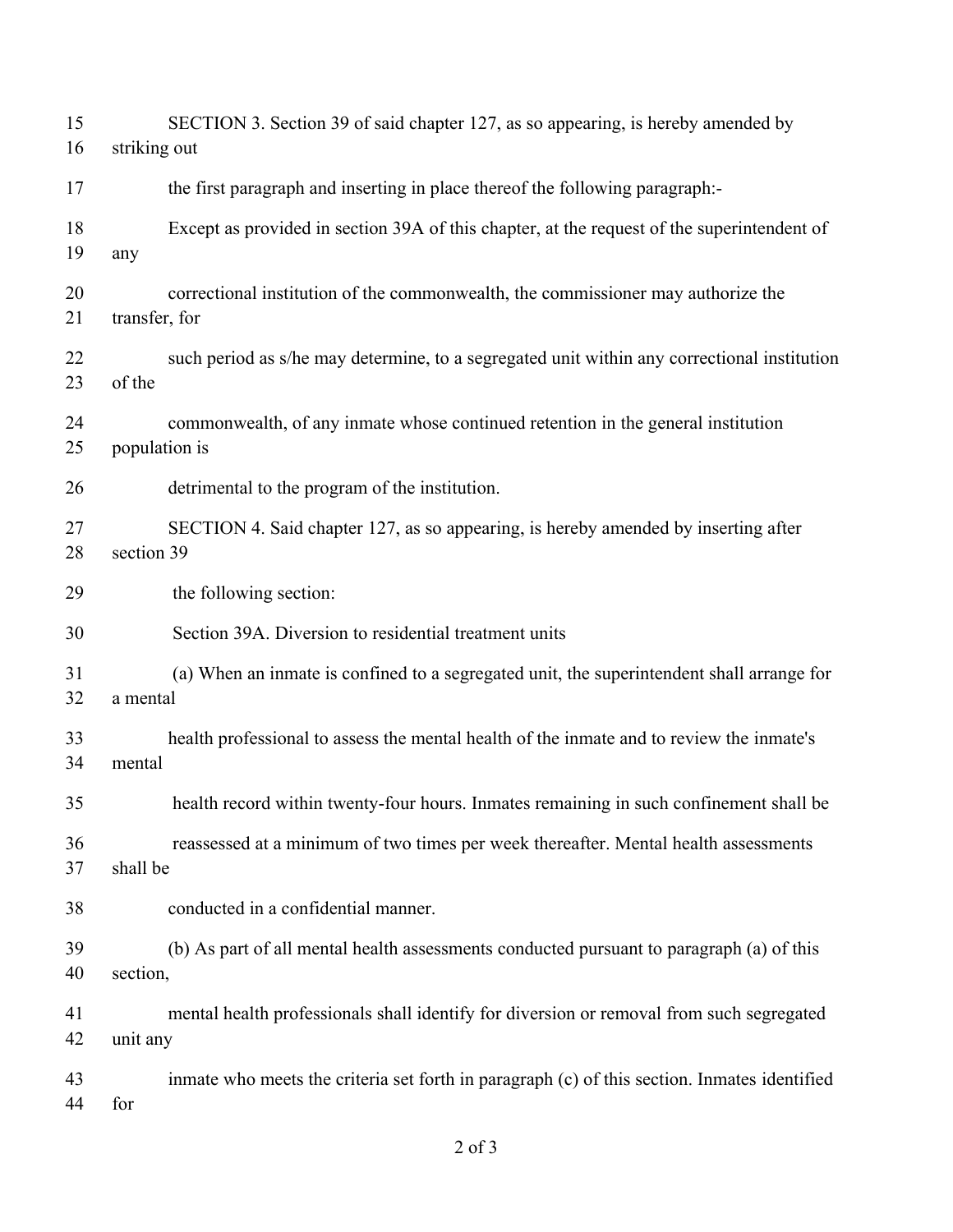SECTION 3. Section 39 of said chapter 127, as so appearing, is hereby amended by striking out the first paragraph and inserting in place thereof the following paragraph:-

Except as provided in section 39A of this chapter, at the request of the superintendent of any correctional institution of the commonwealth, the commissioner may authorize the transfer, for such period as s/he may determine, to a segregated unit within any correctional institution of the commonwealth, of any inmate whose continued retention in the general institution population is detrimental to the program of the institution.

SECTION 4. Said chapter 127, as so appearing, is hereby amended by inserting after section 39 the following section:

Section 39A. Diversion to residential treatment units

(a) When an inmate is confined to a segregated unit, the superintendent shall arrange for a mental health professional to assess the mental health of the inmate and to review the inmate's mental health record within twenty-four hours. Inmates remaining in such confinement shall be reassessed at a minimum of two times per week thereafter. Mental health assessments shall be conducted in a confidential manner.

(b) As part of all mental health assessments conducted pursuant to paragraph (a) of this section, mental health professionals shall identify for diversion or removal from such segregated unit any inmate who meets the criteria set forth in paragraph (c) of this section. Inmates identified for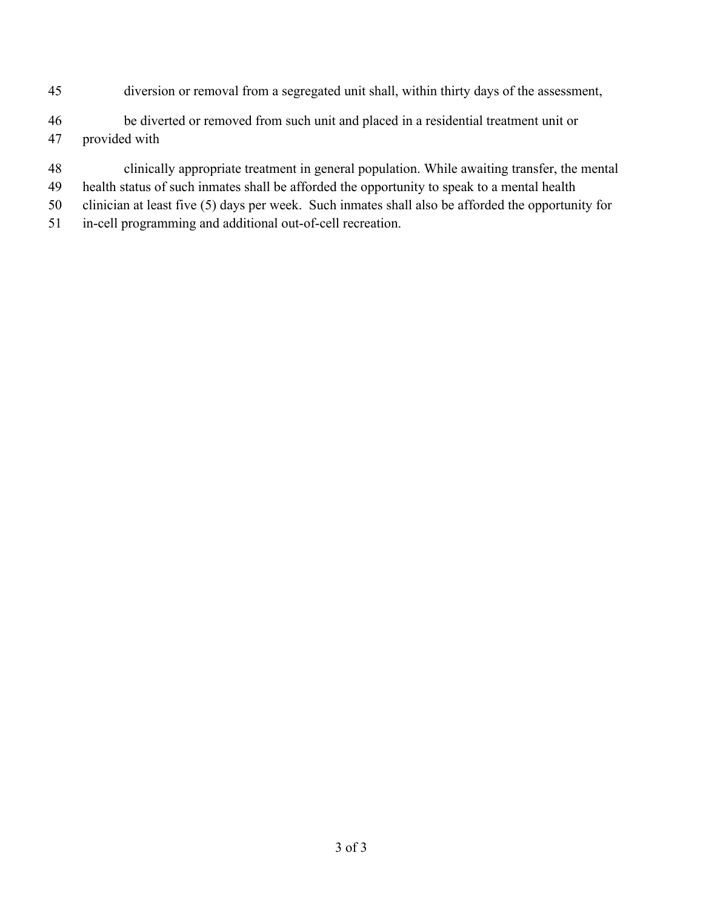diversion or removal from a segregated unit shall, within thirty days of the assessment,

be diverted or removed from such unit and placed in a residential treatment unit or provided with

clinically appropriate treatment in general population. While awaiting transfer, the mental health status of such inmates shall be afforded the opportunity to speak to a mental health clinician at least five (5) days per week. Such inmates shall also be afforded the opportunity for in-cell programming and additional out-of-cell recreation.